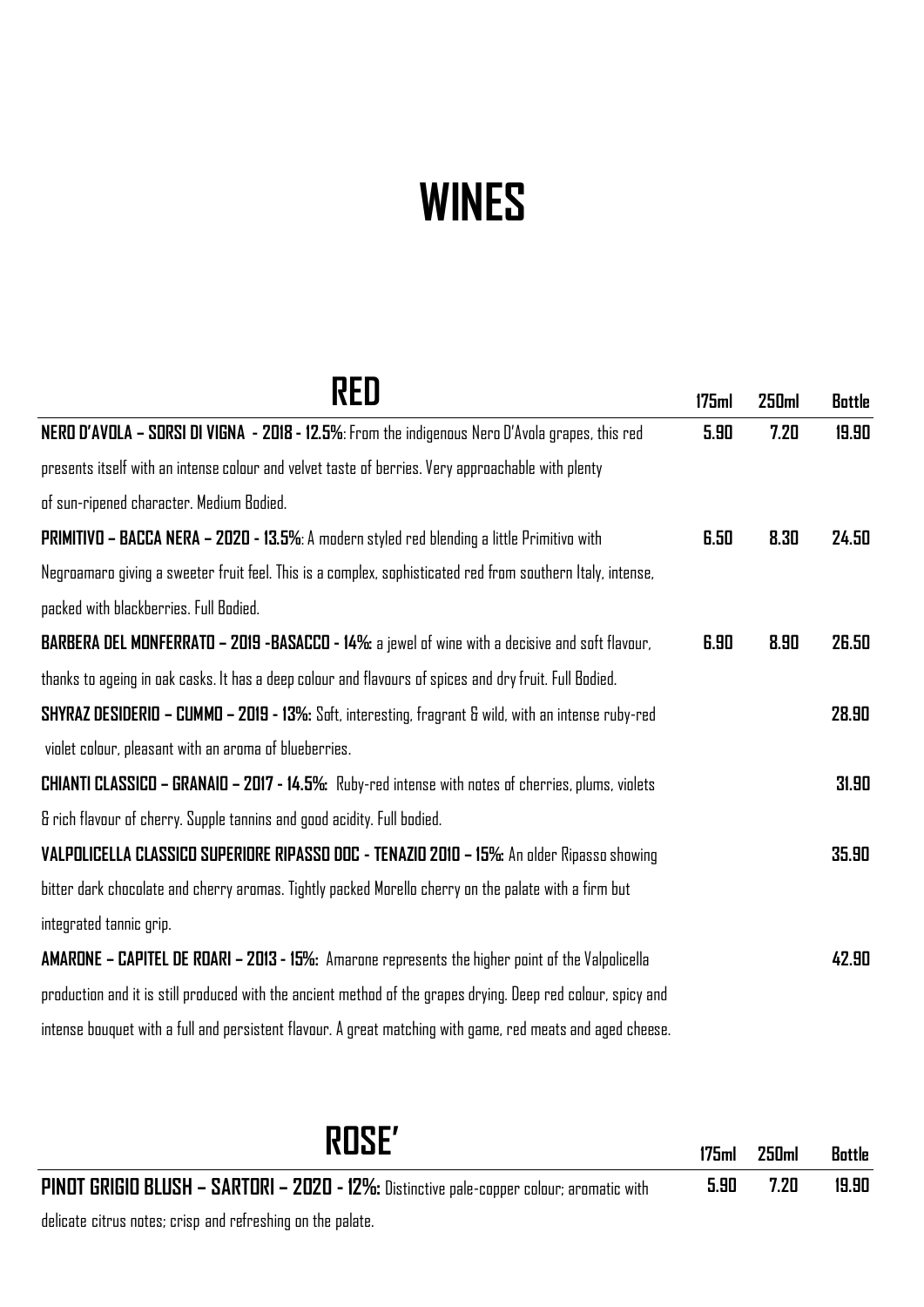# WINES

## RED

| RED | 175ml | 250ml | Bottle |
| --- | --- | --- | --- |
| **NERO D'AVOLA – SORSI DI VIGNA - 2018 - 12.5%**: From the indigenous Nero D'Avola grapes, this red presents itself with an intense colour and velvet taste of berries. Very approachable with plenty of sun-ripened character. Medium Bodied. | 5.90 | 7.20 | 19.90 |
| **PRIMITIVO – BACCA NERA – 2020 - 13.5%**: A modern styled red blending a little Primitivo with Negroamaro giving a sweeter fruit feel. This is a complex, sophisticated red from southern Italy, intense, packed with blackberries. Full Bodied. | 6.50 | 8.30 | 24.50 |
| **BARBERA DEL MONFERRATO – 2019 -BASACCO - 14%:** a jewel of wine with a decisive and soft flavour, thanks to ageing in oak casks. It has a deep colour and flavours of spices and dry fruit. Full Bodied. | 6.90 | 8.90 | 26.50 |
| **SHYRAZ DESIDERIO – CUMMO – 2019 - 13%:** Soft, interesting, fragrant & wild, with an intense ruby-red violet colour, pleasant with an aroma of blueberries. | | | 28.90 |
| **CHIANTI CLASSICO – GRANAIO – 2017 - 14.5%:** Ruby-red intense with notes of cherries, plums, violets & rich flavour of cherry. Supple tannins and good acidity. Full bodied. | | | 31.90 |
| **VALPOLICELLA CLASSICO SUPERIORE RIPASSO DOC - TENAZIO 2010 – 15%:** An older Ripasso showing bitter dark chocolate and cherry aromas. Tightly packed Morello cherry on the palate with a firm but integrated tannic grip. | | | 35.90 |
| **AMARONE – CAPITEL DE ROARI – 2013 - 15%:** Amarone represents the higher point of the Valpolicella production and it is still produced with the ancient method of the grapes drying. Deep red colour, spicy and intense bouquet with a full and persistent flavour. A great matching with game, red meats and aged cheese. | | | 42.90 |

## ROSE'

| ROSE' | 175ml | 250ml | Bottle |
| --- | --- | --- | --- |
| **PINOT GRIGIO BLUSH – SARTORI – 2020 - 12%:** Distinctive pale-copper colour; aromatic with delicate citrus notes; crisp and refreshing on the palate. | 5.90 | 7.20 | 19.90 |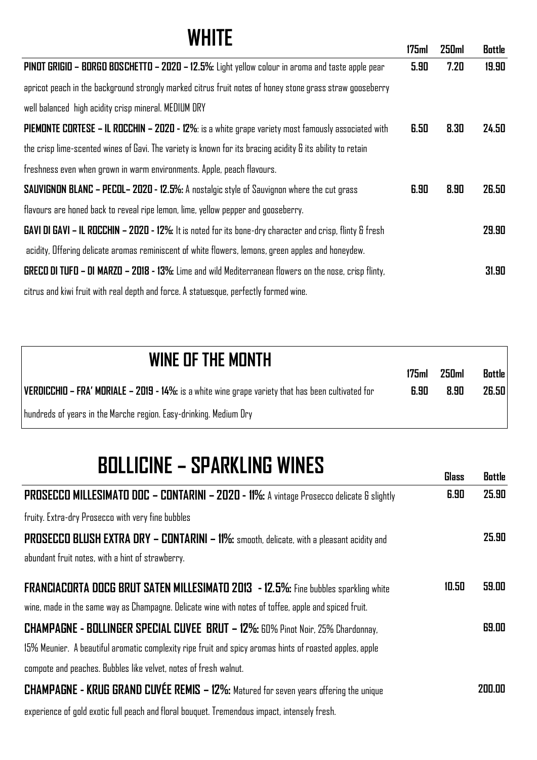# WHITE

| | 175ml | 250ml | Bottle |
|---|---|---|---|
| **PINOT GRIGIO – BORGO BOSCHETTO – 2020 – 12.5%:** Light yellow colour in aroma and taste apple pear apricot peach in the background strongly marked citrus fruit notes of honey stone grass straw gooseberry well balanced high acidity crisp mineral. MEDIUM DRY | 5.90 | 7.20 | 19.90 |
| **PIEMONTE CORTESE – IL ROCCHIN – 2020 - 12%**: is a white grape variety most famously associated with the crisp lime-scented wines of Gavi. The variety is known for its bracing acidity & its ability to retain freshness even when grown in warm environments. Apple, peach flavours. | 6.50 | 8.30 | 24.50 |
| **SAUVIGNON BLANC – PECOL– 2020 - 12.5%:** A nostalgic style of Sauvignon where the cut grass flavours are honed back to reveal ripe lemon, lime, yellow pepper and gooseberry. | 6.90 | 8.90 | 26.50 |
| **GAVI DI GAVI – IL ROCCHIN – 2020 - 12%:** It is noted for its bone-dry character and crisp, flinty & fresh acidity, Offering delicate aromas reminiscent of white flowers, lemons, green apples and honeydew. | | | 29.90 |
| **GRECO DI TUFO – DI MARZO – 2018 - 13%:** Lime and wild Mediterranean flowers on the nose, crisp flinty, citrus and kiwi fruit with real depth and force. A statuesque, perfectly formed wine. | | | 31.90 |

## WINE OF THE MONTH

| | 175ml | 250ml | Bottle |
|---|---|---|---|
| **VERDICCHIO – FRA' MORIALE – 2019 - 14%:** is a white wine grape variety that has been cultivated for hundreds of years in the Marche region. Easy-drinking. Medium Dry | 6.90 | 8.90 | 26.50 |

# BOLLICINE – SPARKLING WINES

| | Glass | Bottle |
|---|---|---|
| **PROSECCO MILLESIMATO DOC – CONTARINI – 2020 - 11%:** A vintage Prosecco delicate & slightly fruity. Extra-dry Prosecco with very fine bubbles | 6.90 | 25.90 |
| **PROSECCO BLUSH EXTRA DRY – CONTARINI – 11%:** smooth, delicate, with a pleasant acidity and abundant fruit notes, with a hint of strawberry. | | 25.90 |
| **FRANCIACORTA DOCG BRUT SATEN MILLESIMATO 2013 - 12.5%:** Fine bubbles sparkling white wine, made in the same way as Champagne. Delicate wine with notes of toffee, apple and spiced fruit. | 10.50 | 59.00 |
| **CHAMPAGNE - BOLLINGER SPECIAL CUVEE BRUT – 12%:** 60% Pinot Noir, 25% Chardonnay, 15% Meunier. A beautiful aromatic complexity ripe fruit and spicy aromas hints of roasted apples, apple compote and peaches. Bubbles like velvet, notes of fresh walnut. | | 69.00 |
| **CHAMPAGNE - KRUG GRAND CUVÉE REMIS – 12%:** Matured for seven years offering the unique experience of gold exotic full peach and floral bouquet. Tremendous impact, intensely fresh. | | 200.00 |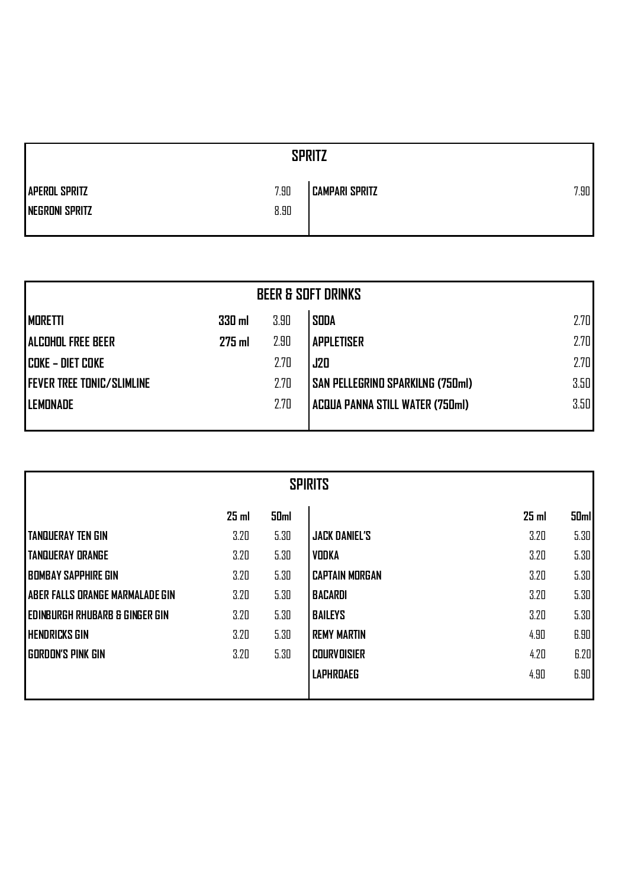## SPRITZ

| | | | |
|---|---|---|---|
| APEROL SPRITZ | 7.90 | CAMPARI SPRITZ | 7.90 |
| NEGRONI SPRITZ | 8.90 | | |

## BEER & SOFT DRINKS

| | | | | |
|---|---|---|---|---|
| MORETTI | 330 ml | 3.90 | SODA | 2.70 |
| ALCOHOL FREE BEER | 275 ml | 2.90 | APPLETISER | 2.70 |
| COKE – DIET COKE | | 2.70 | J20 | 2.70 |
| FEVER TREE TONIC/SLIMLINE | | 2.70 | SAN PELLEGRINO SPARKILNG (750ml) | 3.50 |
| LEMONADE | | 2.70 | ACQUA PANNA STILL WATER (750ml) | 3.50 |

## SPIRITS

| | 25 ml | 50ml | | 25 ml | 50ml |
|---|---|---|---|---|---|
| TANQUERAY TEN GIN | 3.20 | 5.30 | JACK DANIEL'S | 3.20 | 5.30 |
| TANQUERAY ORANGE | 3.20 | 5.30 | VODKA | 3.20 | 5.30 |
| BOMBAY SAPPHIRE GIN | 3.20 | 5.30 | CAPTAIN MORGAN | 3.20 | 5.30 |
| ABER FALLS ORANGE MARMALADE GIN | 3.20 | 5.30 | BACARDI | 3.20 | 5.30 |
| EDINBURGH RHUBARB & GINGER GIN | 3.20 | 5.30 | BAILEYS | 3.20 | 5.30 |
| HENDRICKS GIN | 3.20 | 5.30 | REMY MARTIN | 4.90 | 6.90 |
| GORDON'S PINK GIN | 3.20 | 5.30 | COURVOISIER | 4.20 | 6.20 |
| | | | LAPHROAEG | 4.90 | 6.90 |